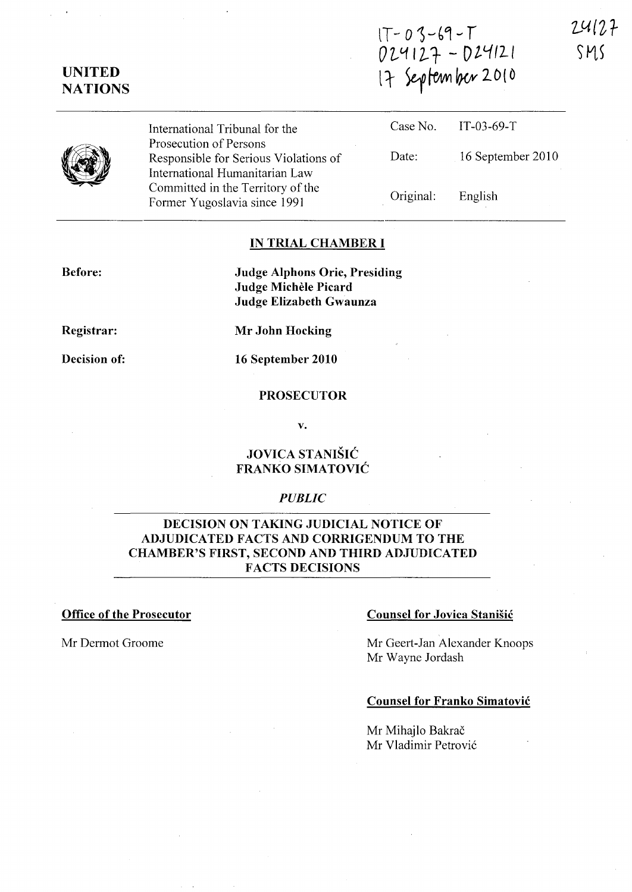IT-03-69-T
D24127 - D24121
17 September 2010

24127
SMS

UNITED NATIONS

| International Tribunal for the Prosecution of Persons Responsible for Serious Violations of International Humanitarian Law Committed in the Territory of the Former Yugoslavia since 1991 | Case No. | IT-03-69-T |
|---|---|---|
| | Date: | 16 September 2010 |
| | Original: | English |

**IN TRIAL CHAMBER I**

**Before:** **Judge Alphons Orie, Presiding**
**Judge Michèle Picard**
**Judge Elizabeth Gwaunza**

**Registrar:** **Mr John Hocking**

**Decision of:** **16 September 2010**

**PROSECUTOR**

**v.**

**JOVICA STANIŠIĆ**
**FRANKO SIMATOVIĆ**

***PUBLIC***

**DECISION ON TAKING JUDICIAL NOTICE OF ADJUDICATED FACTS AND CORRIGENDUM TO THE CHAMBER'S FIRST, SECOND AND THIRD ADJUDICATED FACTS DECISIONS**

**Office of the Prosecutor**

Mr Dermot Groome

**Counsel for Jovica Stanišić**

Mr Geert-Jan Alexander Knoops
Mr Wayne Jordash

**Counsel for Franko Simatović**

Mr Mihajlo Bakrač
Mr Vladimir Petrović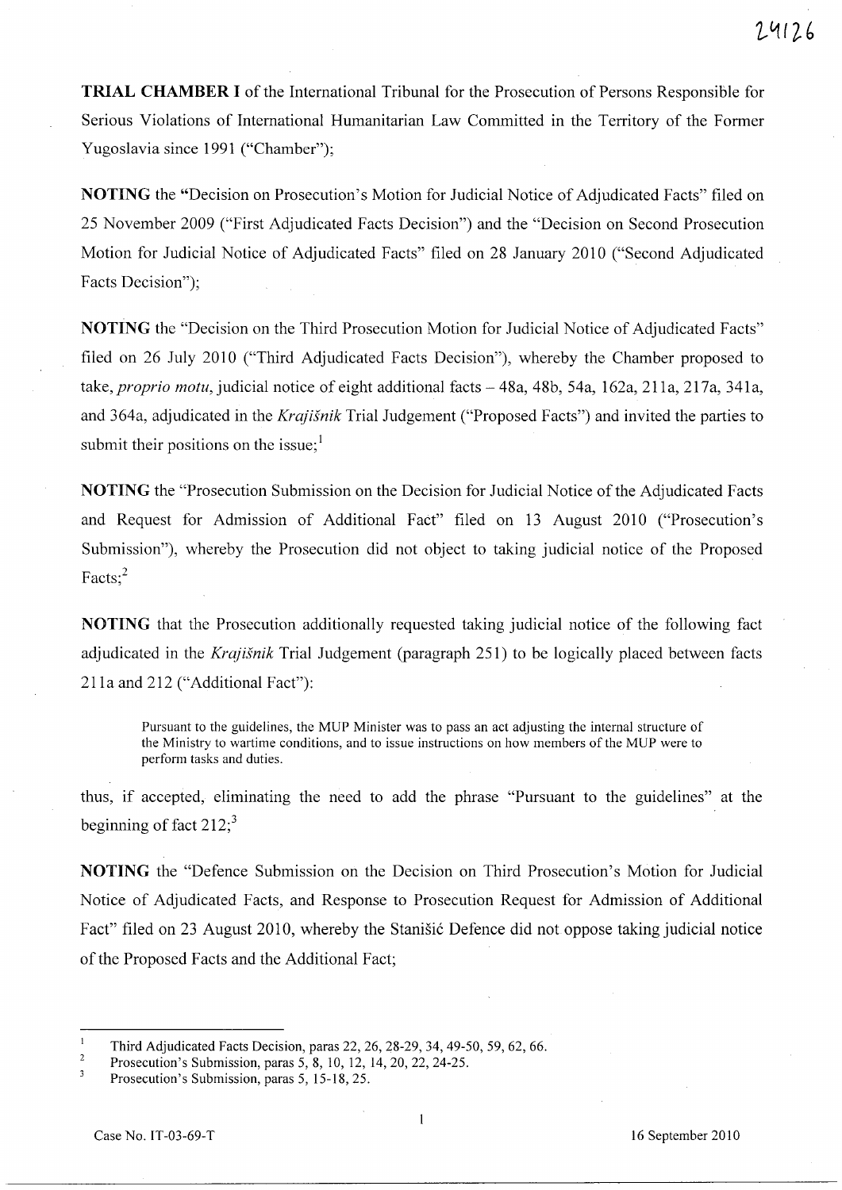**TRIAL CHAMBER I** of the International Tribunal for the Prosecution of Persons Responsible for Serious Violations of International Humanitarian Law Committed in the Territory of the Former Yugoslavia since 1991 ("Chamber");

**NOTING** the "Decision on Prosecution's Motion for Judicial Notice of Adjudicated Facts" filed on 25 November 2009 ("First Adjudicated Facts Decision") and the "Decision on Second Prosecution Motion for Judicial Notice of Adjudicated Facts" filed on 28 January 2010 ("Second Adjudicated Facts Decision");

**NOTING** the "Decision on the Third Prosecution Motion for Judicial Notice of Adjudicated Facts" filed on 26 July 2010 ("Third Adjudicated Facts Decision"), whereby the Chamber proposed to take, *proprio motu*, judicial notice of eight additional facts – 48a, 48b, 54a, 162a, 211a, 217a, 341a, and 364a, adjudicated in the *Krajišnik* Trial Judgement ("Proposed Facts") and invited the parties to submit their positions on the issue;[1]

**NOTING** the "Prosecution Submission on the Decision for Judicial Notice of the Adjudicated Facts and Request for Admission of Additional Fact" filed on 13 August 2010 ("Prosecution's Submission"), whereby the Prosecution did not object to taking judicial notice of the Proposed Facts;[2]

**NOTING** that the Prosecution additionally requested taking judicial notice of the following fact adjudicated in the *Krajišnik* Trial Judgement (paragraph 251) to be logically placed between facts 211a and 212 ("Additional Fact"):

> Pursuant to the guidelines, the MUP Minister was to pass an act adjusting the internal structure of the Ministry to wartime conditions, and to issue instructions on how members of the MUP were to perform tasks and duties.

thus, if accepted, eliminating the need to add the phrase "Pursuant to the guidelines" at the beginning of fact 212;[3]

**NOTING** the "Defence Submission on the Decision on Third Prosecution's Motion for Judicial Notice of Adjudicated Facts, and Response to Prosecution Request for Admission of Additional Fact" filed on 23 August 2010, whereby the Stanišić Defence did not oppose taking judicial notice of the Proposed Facts and the Additional Fact;

---

[1] Third Adjudicated Facts Decision, paras 22, 26, 28-29, 34, 49-50, 59, 62, 66.

[2] Prosecution's Submission, paras 5, 8, 10, 12, 14, 20, 22, 24-25.

[3] Prosecution's Submission, paras 5, 15-18, 25.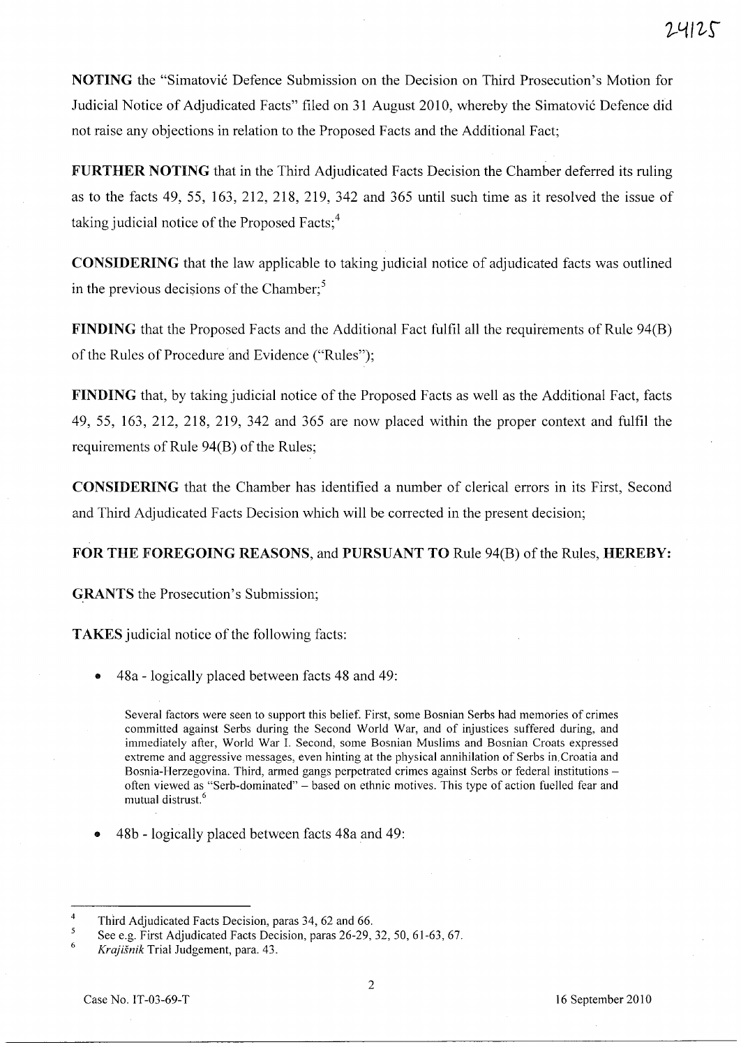**NOTING** the "Simatović Defence Submission on the Decision on Third Prosecution's Motion for Judicial Notice of Adjudicated Facts" filed on 31 August 2010, whereby the Simatović Defence did not raise any objections in relation to the Proposed Facts and the Additional Fact;

**FURTHER NOTING** that in the Third Adjudicated Facts Decision the Chamber deferred its ruling as to the facts 49, 55, 163, 212, 218, 219, 342 and 365 until such time as it resolved the issue of taking judicial notice of the Proposed Facts;[4]

**CONSIDERING** that the law applicable to taking judicial notice of adjudicated facts was outlined in the previous decisions of the Chamber;[5]

**FINDING** that the Proposed Facts and the Additional Fact fulfil all the requirements of Rule 94(B) of the Rules of Procedure and Evidence ("Rules");

**FINDING** that, by taking judicial notice of the Proposed Facts as well as the Additional Fact, facts 49, 55, 163, 212, 218, 219, 342 and 365 are now placed within the proper context and fulfil the requirements of Rule 94(B) of the Rules;

**CONSIDERING** that the Chamber has identified a number of clerical errors in its First, Second and Third Adjudicated Facts Decision which will be corrected in the present decision;

**FOR THE FOREGOING REASONS**, and **PURSUANT TO** Rule 94(B) of the Rules, **HEREBY:**

**GRANTS** the Prosecution's Submission;

**TAKES** judicial notice of the following facts:

- 48a - logically placed between facts 48 and 49:

> Several factors were seen to support this belief. First, some Bosnian Serbs had memories of crimes committed against Serbs during the Second World War, and of injustices suffered during, and immediately after, World War I. Second, some Bosnian Muslims and Bosnian Croats expressed extreme and aggressive messages, even hinting at the physical annihilation of Serbs in Croatia and Bosnia-Herzegovina. Third, armed gangs perpetrated crimes against Serbs or federal institutions – often viewed as "Serb-dominated" – based on ethnic motives. This type of action fuelled fear and mutual distrust.[6]

- 48b - logically placed between facts 48a and 49:

---

[4] Third Adjudicated Facts Decision, paras 34, 62 and 66.

[5] See e.g. First Adjudicated Facts Decision, paras 26-29, 32, 50, 61-63, 67.

[6] *Krajišnik* Trial Judgement, para. 43.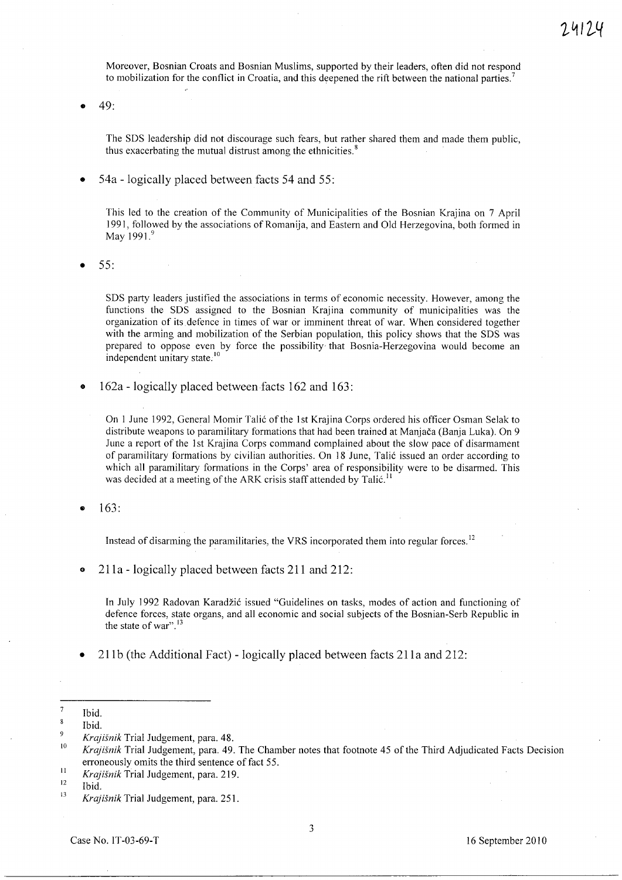Moreover, Bosnian Croats and Bosnian Muslims, supported by their leaders, often did not respond to mobilization for the conflict in Croatia, and this deepened the rift between the national parties.[7]

- 49:

  The SDS leadership did not discourage such fears, but rather shared them and made them public, thus exacerbating the mutual distrust among the ethnicities.[8]

- 54a - logically placed between facts 54 and 55:

  This led to the creation of the Community of Municipalities of the Bosnian Krajina on 7 April 1991, followed by the associations of Romanija, and Eastern and Old Herzegovina, both formed in May 1991.[9]

- 55:

  SDS party leaders justified the associations in terms of economic necessity. However, among the functions the SDS assigned to the Bosnian Krajina community of municipalities was the organization of its defence in times of war or imminent threat of war. When considered together with the arming and mobilization of the Serbian population, this policy shows that the SDS was prepared to oppose even by force the possibility that Bosnia-Herzegovina would become an independent unitary state.[10]

- 162a - logically placed between facts 162 and 163:

  On 1 June 1992, General Momir Talić of the 1st Krajina Corps ordered his officer Osman Selak to distribute weapons to paramilitary formations that had been trained at Manjača (Banja Luka). On 9 June a report of the 1st Krajina Corps command complained about the slow pace of disarmament of paramilitary formations by civilian authorities. On 18 June, Talić issued an order according to which all paramilitary formations in the Corps' area of responsibility were to be disarmed. This was decided at a meeting of the ARK crisis staff attended by Talić.[11]

- 163:

  Instead of disarming the paramilitaries, the VRS incorporated them into regular forces.[12]

- 211a - logically placed between facts 211 and 212:

  In July 1992 Radovan Karadžić issued "Guidelines on tasks, modes of action and functioning of defence forces, state organs, and all economic and social subjects of the Bosnian-Serb Republic in the state of war".[13]

- 211b (the Additional Fact) - logically placed between facts 211a and 212:

---

[7] Ibid.

[8] Ibid.

[9] *Krajišnik* Trial Judgement, para. 48.

[10] *Krajišnik* Trial Judgement, para. 49. The Chamber notes that footnote 45 of the Third Adjudicated Facts Decision erroneously omits the third sentence of fact 55.

[11] *Krajišnik* Trial Judgement, para. 219.

[12] Ibid.

[13] *Krajišnik* Trial Judgement, para. 251.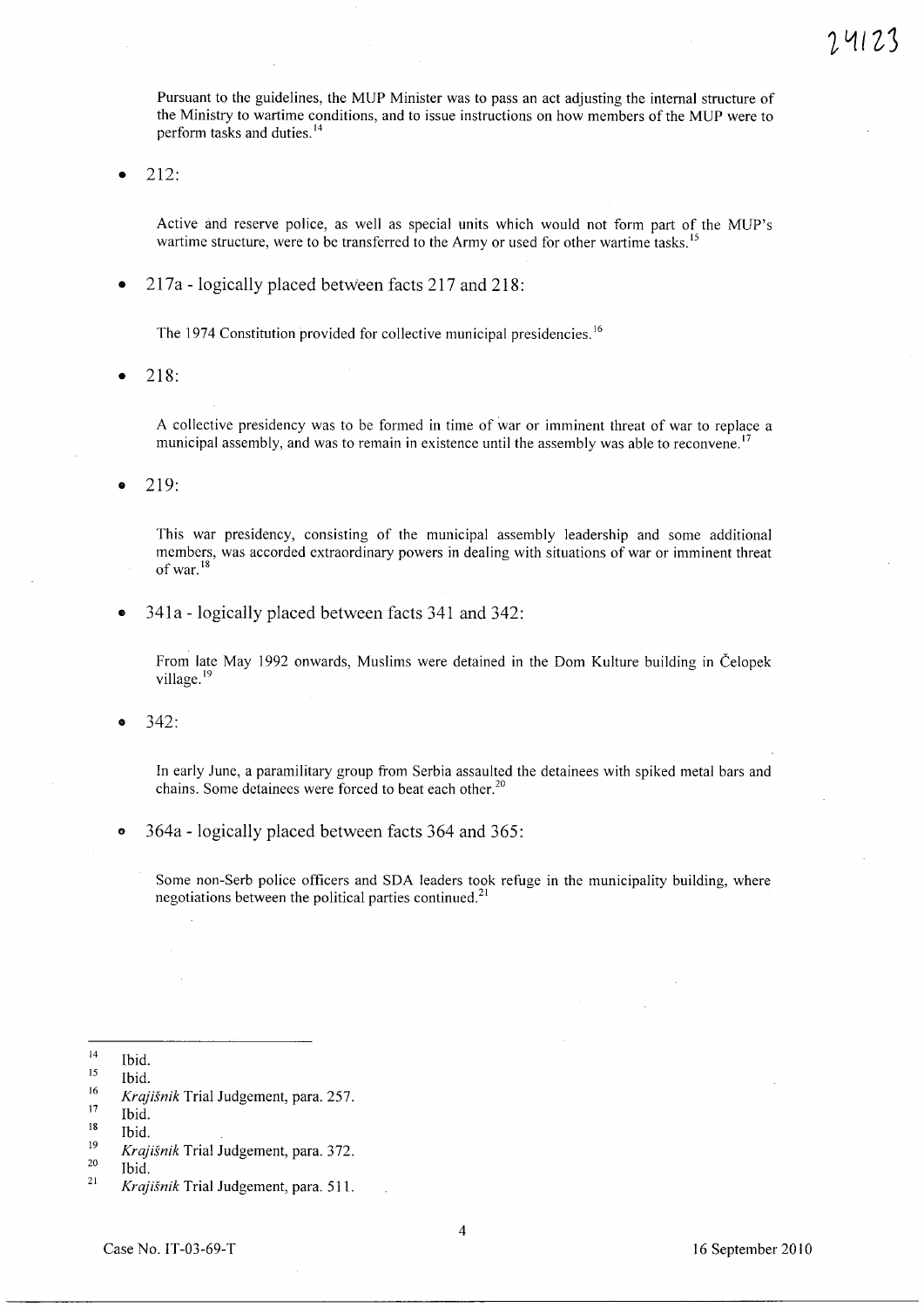Pursuant to the guidelines, the MUP Minister was to pass an act adjusting the internal structure of the Ministry to wartime conditions, and to issue instructions on how members of the MUP were to perform tasks and duties.[14]

- 212:

  Active and reserve police, as well as special units which would not form part of the MUP's wartime structure, were to be transferred to the Army or used for other wartime tasks.[15]

- 217a - logically placed between facts 217 and 218:

  The 1974 Constitution provided for collective municipal presidencies.[16]

- 218:

  A collective presidency was to be formed in time of war or imminent threat of war to replace a municipal assembly, and was to remain in existence until the assembly was able to reconvene.[17]

- 219:

  This war presidency, consisting of the municipal assembly leadership and some additional members, was accorded extraordinary powers in dealing with situations of war or imminent threat of war.[18]

- 341a - logically placed between facts 341 and 342:

  From late May 1992 onwards, Muslims were detained in the Dom Kulture building in Čelopek village.[19]

- 342:

  In early June, a paramilitary group from Serbia assaulted the detainees with spiked metal bars and chains. Some detainees were forced to beat each other.[20]

- 364a - logically placed between facts 364 and 365:

  Some non-Serb police officers and SDA leaders took refuge in the municipality building, where negotiations between the political parties continued.[21]

---

[14] Ibid.

[15] Ibid.

[16] *Krajišnik* Trial Judgement, para. 257.

[17] Ibid.

[18] Ibid.

[19] *Krajišnik* Trial Judgement, para. 372.

[20] Ibid.

[21] *Krajišnik* Trial Judgement, para. 511.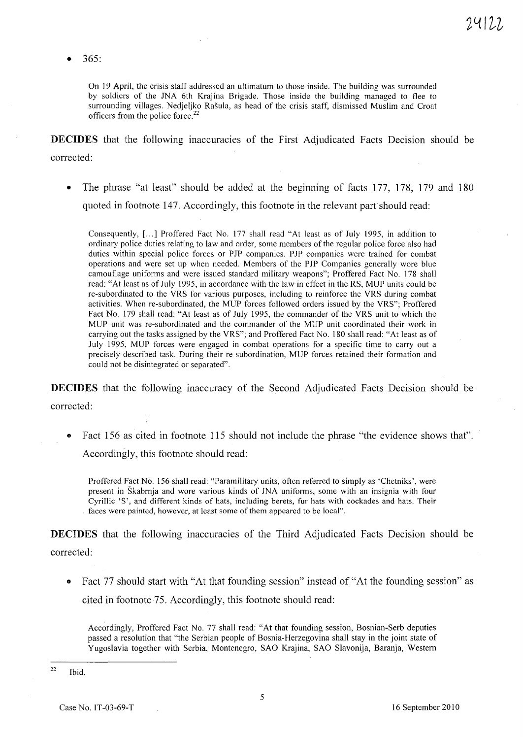- 365:

> On 19 April, the crisis staff addressed an ultimatum to those inside. The building was surrounded by soldiers of the JNA 6th Krajina Brigade. Those inside the building managed to flee to surrounding villages. Nedjeljko Rašula, as head of the crisis staff, dismissed Muslim and Croat officers from the police force.[22]

**DECIDES** that the following inaccuracies of the First Adjudicated Facts Decision should be corrected:

- The phrase "at least" should be added at the beginning of facts 177, 178, 179 and 180 quoted in footnote 147. Accordingly, this footnote in the relevant part should read:

> Consequently, [...] Proffered Fact No. 177 shall read "At least as of July 1995, in addition to ordinary police duties relating to law and order, some members of the regular police force also had duties within special police forces or PJP companies. PJP companies were trained for combat operations and were set up when needed. Members of the PJP Companies generally wore blue camouflage uniforms and were issued standard military weapons"; Proffered Fact No. 178 shall read: "At least as of July 1995, in accordance with the law in effect in the RS, MUP units could be re-subordinated to the VRS for various purposes, including to reinforce the VRS during combat activities. When re-subordinated, the MUP forces followed orders issued by the VRS"; Proffered Fact No. 179 shall read: "At least as of July 1995, the commander of the VRS unit to which the MUP unit was re-subordinated and the commander of the MUP unit coordinated their work in carrying out the tasks assigned by the VRS"; and Proffered Fact No. 180 shall read: "At least as of July 1995, MUP forces were engaged in combat operations for a specific time to carry out a precisely described task. During their re-subordination, MUP forces retained their formation and could not be disintegrated or separated".

**DECIDES** that the following inaccuracy of the Second Adjudicated Facts Decision should be corrected:

- Fact 156 as cited in footnote 115 should not include the phrase "the evidence shows that". Accordingly, this footnote should read:

> Proffered Fact No. 156 shall read: "Paramilitary units, often referred to simply as 'Chetniks', were present in Škabrnja and wore various kinds of JNA uniforms, some with an insignia with four Cyrillic 'S', and different kinds of hats, including berets, fur hats with cockades and hats. Their faces were painted, however, at least some of them appeared to be local".

**DECIDES** that the following inaccuracies of the Third Adjudicated Facts Decision should be corrected:

- Fact 77 should start with "At that founding session" instead of "At the founding session" as cited in footnote 75. Accordingly, this footnote should read:

> Accordingly, Proffered Fact No. 77 shall read: "At that founding session, Bosnian-Serb deputies passed a resolution that "the Serbian people of Bosnia-Herzegovina shall stay in the joint state of Yugoslavia together with Serbia, Montenegro, SAO Krajina, SAO Slavonija, Baranja, Western

---

[22] Ibid.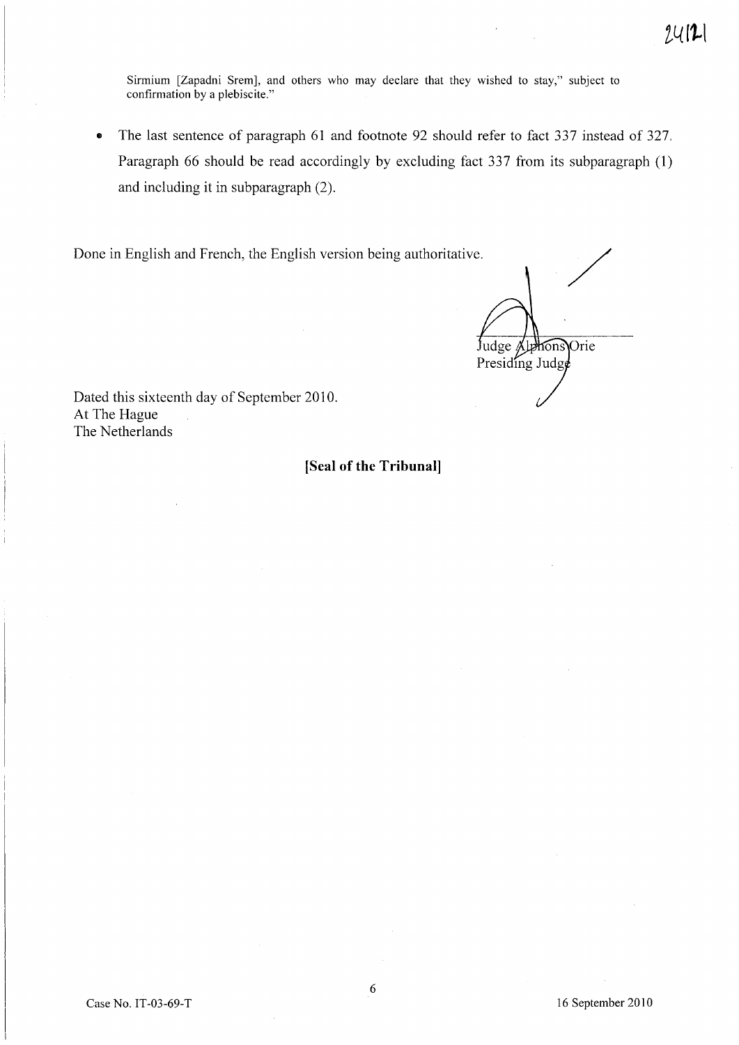Sirmium [Zapadni Srem], and others who may declare that they wished to stay," subject to confirmation by a plebiscite."

- The last sentence of paragraph 61 and footnote 92 should refer to fact 337 instead of 327. Paragraph 66 should be read accordingly by excluding fact 337 from its subparagraph (1) and including it in subparagraph (2).

Done in English and French, the English version being authoritative.

Judge Alphons Orie
Presiding Judge

Dated this sixteenth day of September 2010.
At The Hague
The Netherlands

**[Seal of the Tribunal]**